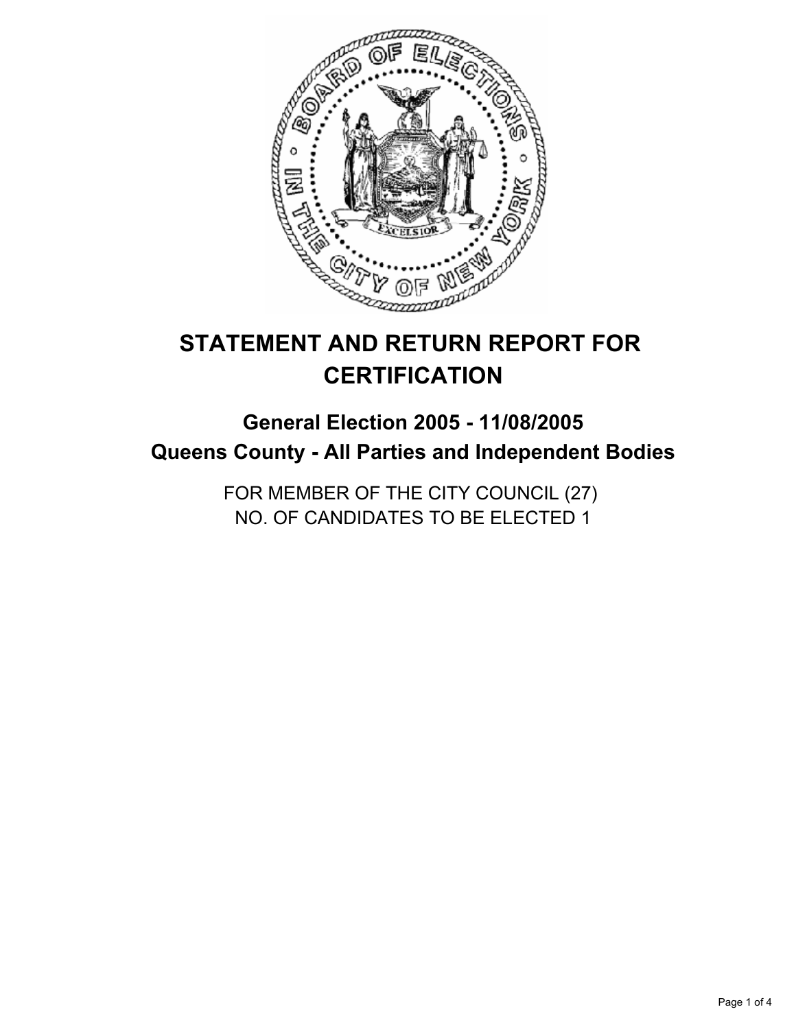# STATEMENT AND RETURN REPORT FOR CERTIFICATION

## General Election 2005 - 11/08/2005
## Queens County - All Parties and Independent Bodies

FOR MEMBER OF THE CITY COUNCIL (27)
NO. OF CANDIDATES TO BE ELECTED 1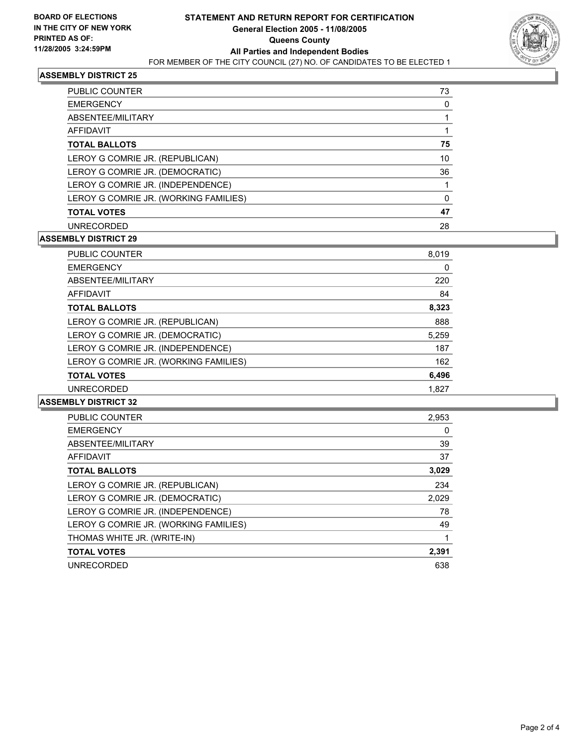**BOARD OF ELECTIONS IN THE CITY OF NEW YORK PRINTED AS OF: 11/28/2005 3:24:59PM**

# STATEMENT AND RETURN REPORT FOR CERTIFICATION
## General Election 2005 - 11/08/2005
## Queens County
## All Parties and Independent Bodies
FOR MEMBER OF THE CITY COUNCIL (27) NO. OF CANDIDATES TO BE ELECTED 1

### ASSEMBLY DISTRICT 25

| | |
|---|---|
| PUBLIC COUNTER | 73 |
| EMERGENCY | 0 |
| ABSENTEE/MILITARY | 1 |
| AFFIDAVIT | 1 |
| **TOTAL BALLOTS** | **75** |
| LEROY G COMRIE JR. (REPUBLICAN) | 10 |
| LEROY G COMRIE JR. (DEMOCRATIC) | 36 |
| LEROY G COMRIE JR. (INDEPENDENCE) | 1 |
| LEROY G COMRIE JR. (WORKING FAMILIES) | 0 |
| **TOTAL VOTES** | **47** |
| UNRECORDED | 28 |

### ASSEMBLY DISTRICT 29

| | |
|---|---|
| PUBLIC COUNTER | 8,019 |
| EMERGENCY | 0 |
| ABSENTEE/MILITARY | 220 |
| AFFIDAVIT | 84 |
| **TOTAL BALLOTS** | **8,323** |
| LEROY G COMRIE JR. (REPUBLICAN) | 888 |
| LEROY G COMRIE JR. (DEMOCRATIC) | 5,259 |
| LEROY G COMRIE JR. (INDEPENDENCE) | 187 |
| LEROY G COMRIE JR. (WORKING FAMILIES) | 162 |
| **TOTAL VOTES** | **6,496** |
| UNRECORDED | 1,827 |

### ASSEMBLY DISTRICT 32

| | |
|---|---|
| PUBLIC COUNTER | 2,953 |
| EMERGENCY | 0 |
| ABSENTEE/MILITARY | 39 |
| AFFIDAVIT | 37 |
| **TOTAL BALLOTS** | **3,029** |
| LEROY G COMRIE JR. (REPUBLICAN) | 234 |
| LEROY G COMRIE JR. (DEMOCRATIC) | 2,029 |
| LEROY G COMRIE JR. (INDEPENDENCE) | 78 |
| LEROY G COMRIE JR. (WORKING FAMILIES) | 49 |
| THOMAS WHITE JR. (WRITE-IN) | 1 |
| **TOTAL VOTES** | **2,391** |
| UNRECORDED | 638 |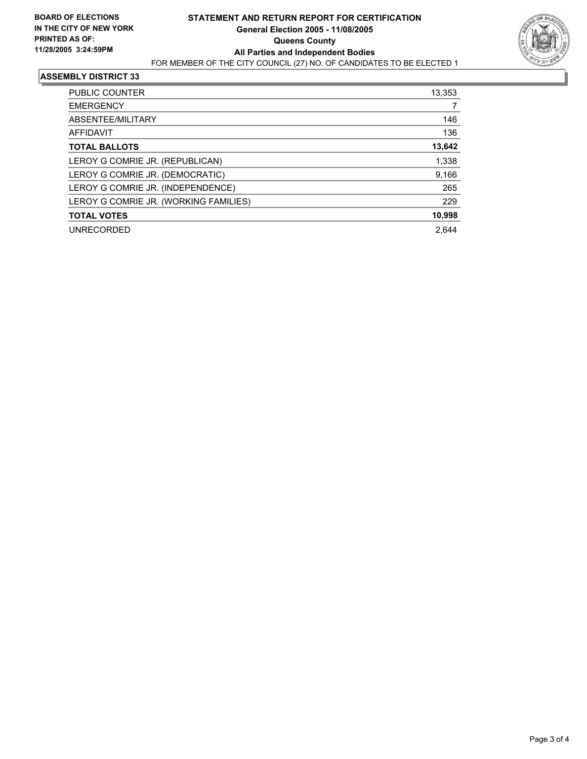**BOARD OF ELECTIONS IN THE CITY OF NEW YORK PRINTED AS OF: 11/28/2005 3:24:59PM**

# STATEMENT AND RETURN REPORT FOR CERTIFICATION

## General Election 2005 - 11/08/2005

## Queens County

## All Parties and Independent Bodies

FOR MEMBER OF THE CITY COUNCIL (27) NO. OF CANDIDATES TO BE ELECTED 1

### ASSEMBLY DISTRICT 33

| | |
|---|---|
| PUBLIC COUNTER | 13,353 |
| EMERGENCY | 7 |
| ABSENTEE/MILITARY | 146 |
| AFFIDAVIT | 136 |
| **TOTAL BALLOTS** | **13,642** |
| LEROY G COMRIE JR. (REPUBLICAN) | 1,338 |
| LEROY G COMRIE JR. (DEMOCRATIC) | 9,166 |
| LEROY G COMRIE JR. (INDEPENDENCE) | 265 |
| LEROY G COMRIE JR. (WORKING FAMILIES) | 229 |
| **TOTAL VOTES** | **10,998** |
| UNRECORDED | 2,644 |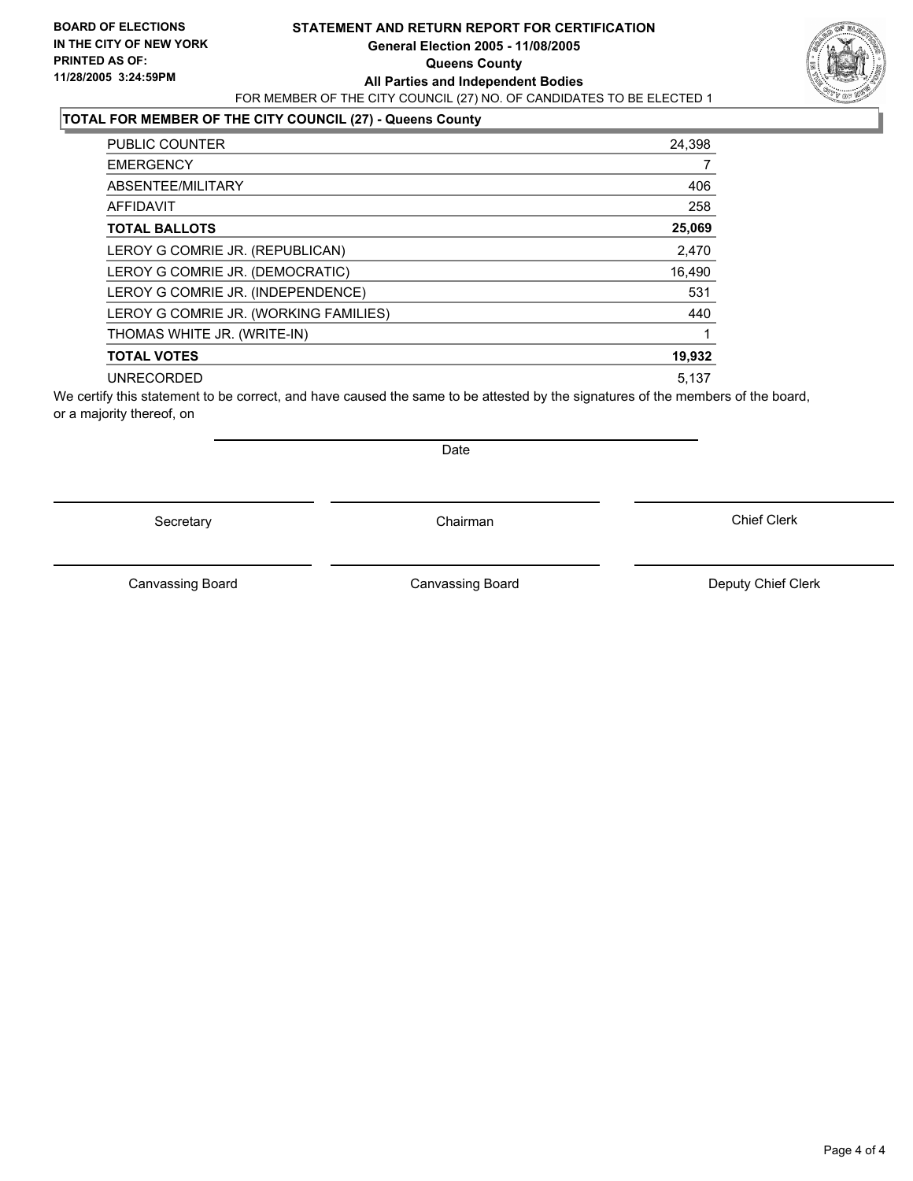**BOARD OF ELECTIONS**
**IN THE CITY OF NEW YORK**
**PRINTED AS OF:**
**11/28/2005 3:24:59PM**

# STATEMENT AND RETURN REPORT FOR CERTIFICATION
## General Election 2005 - 11/08/2005
## Queens County
## All Parties and Independent Bodies

FOR MEMBER OF THE CITY COUNCIL (27) NO. OF CANDIDATES TO BE ELECTED 1

### TOTAL FOR MEMBER OF THE CITY COUNCIL (27) - Queens County

| | |
|---|---|
| PUBLIC COUNTER | 24,398 |
| EMERGENCY | 7 |
| ABSENTEE/MILITARY | 406 |
| AFFIDAVIT | 258 |
| **TOTAL BALLOTS** | **25,069** |
| LEROY G COMRIE JR. (REPUBLICAN) | 2,470 |
| LEROY G COMRIE JR. (DEMOCRATIC) | 16,490 |
| LEROY G COMRIE JR. (INDEPENDENCE) | 531 |
| LEROY G COMRIE JR. (WORKING FAMILIES) | 440 |
| THOMAS WHITE JR. (WRITE-IN) | 1 |
| **TOTAL VOTES** | **19,932** |
| UNRECORDED | 5,137 |

We certify this statement to be correct, and have caused the same to be attested by the signatures of the members of the board, or a majority thereof, on

Date

Secretary

Chairman

Chief Clerk

Canvassing Board

Canvassing Board

Deputy Chief Clerk